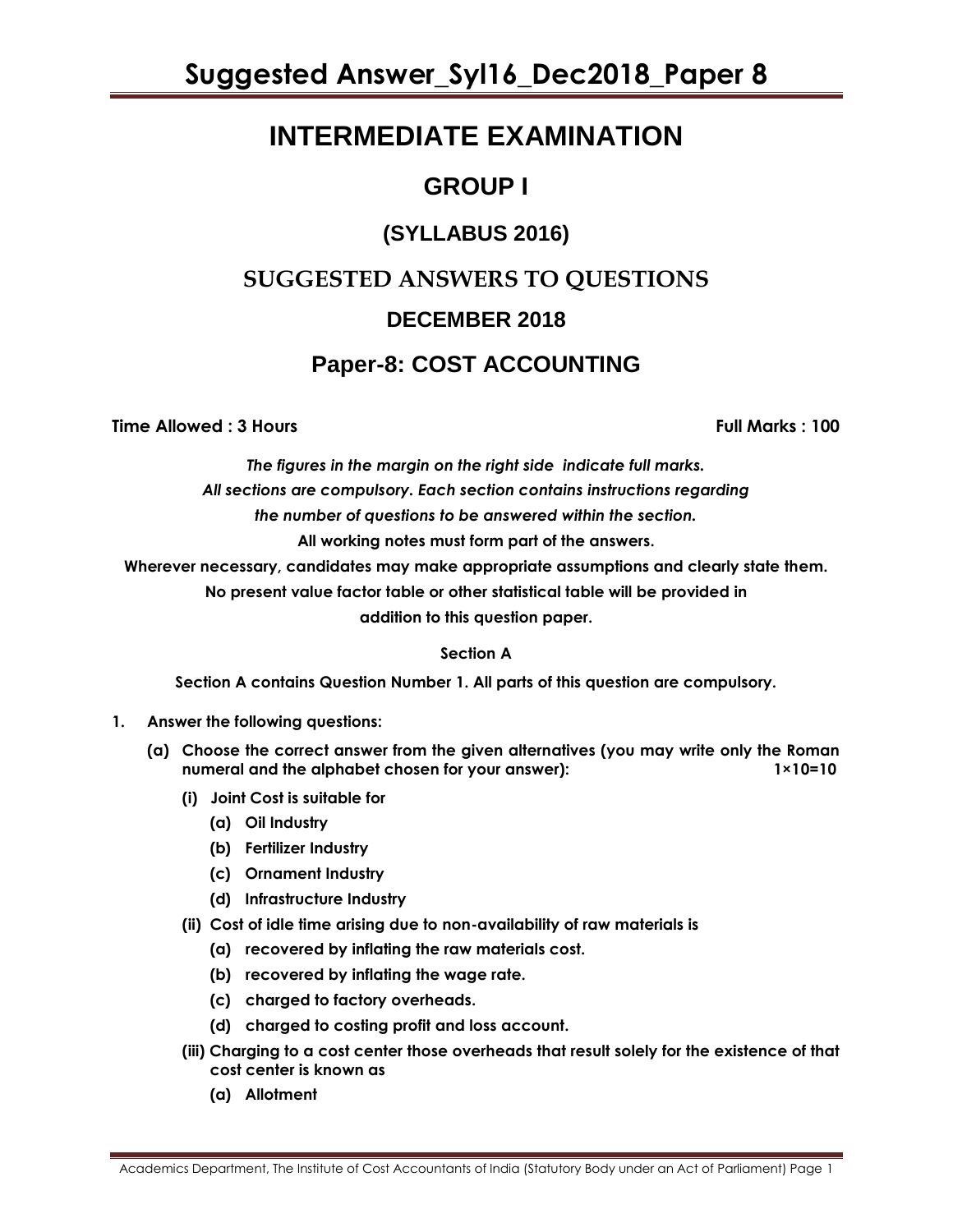# Suggested Answer_Syl16_Dec2018_Paper 8

# INTERMEDIATE EXAMINATION

## GROUP I

### (SYLLABUS 2016)

## SUGGESTED ANSWERS TO QUESTIONS

### DECEMBER 2018

## Paper-8: COST ACCOUNTING

**Time Allowed : 3 Hours** **Full Marks : 100**

***The figures in the margin on the right side indicate full marks.***
***All sections are compulsory. Each section contains instructions regarding the number of questions to be answered within the section.***
**All working notes must form part of the answers.**
**Wherever necessary, candidates may make appropriate assumptions and clearly state them.**
**No present value factor table or other statistical table will be provided in addition to this question paper.**

**Section A**

**Section A contains Question Number 1. All parts of this question are compulsory.**

1. **Answer the following questions:**

   **(a) Choose the correct answer from the given alternatives (you may write only the Roman numeral and the alphabet chosen for your answer): 1×10=10**

   **(i) Joint Cost is suitable for**
   - **(a) Oil Industry**
   - **(b) Fertilizer Industry**
   - **(c) Ornament Industry**
   - **(d) Infrastructure Industry**

   **(ii) Cost of idle time arising due to non-availability of raw materials is**
   - **(a) recovered by inflating the raw materials cost.**
   - **(b) recovered by inflating the wage rate.**
   - **(c) charged to factory overheads.**
   - **(d) charged to costing profit and loss account.**

   **(iii) Charging to a cost center those overheads that result solely for the existence of that cost center is known as**
   - **(a) Allotment**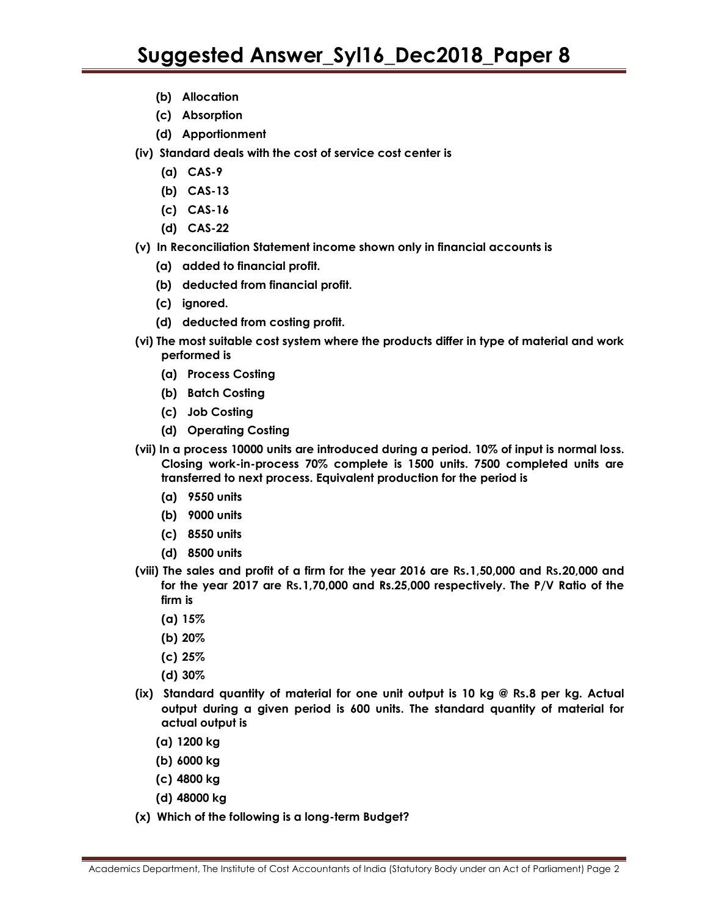**(b) Allocation**

**(c) Absorption**

**(d) Apportionment**

**(iv) Standard deals with the cost of service cost center is**

**(a) CAS-9**

**(b) CAS-13**

**(c) CAS-16**

**(d) CAS-22**

**(v) In Reconciliation Statement income shown only in financial accounts is**

**(a) added to financial profit.**

**(b) deducted from financial profit.**

**(c) ignored.**

**(d) deducted from costing profit.**

**(vi) The most suitable cost system where the products differ in type of material and work performed is**

**(a) Process Costing**

**(b) Batch Costing**

**(c) Job Costing**

**(d) Operating Costing**

**(vii) In a process 10000 units are introduced during a period. 10% of input is normal loss. Closing work-in-process 70% complete is 1500 units. 7500 completed units are transferred to next process. Equivalent production for the period is**

**(a) 9550 units**

**(b) 9000 units**

**(c) 8550 units**

**(d) 8500 units**

**(viii) The sales and profit of a firm for the year 2016 are Rs.1,50,000 and Rs.20,000 and for the year 2017 are Rs.1,70,000 and Rs.25,000 respectively. The P/V Ratio of the firm is**

**(a) 15%**

**(b) 20%**

**(c) 25%**

**(d) 30%**

**(ix) Standard quantity of material for one unit output is 10 kg @ Rs.8 per kg. Actual output during a given period is 600 units. The standard quantity of material for actual output is**

**(a) 1200 kg**

**(b) 6000 kg**

**(c) 4800 kg**

**(d) 48000 kg**

**(x) Which of the following is a long-term Budget?**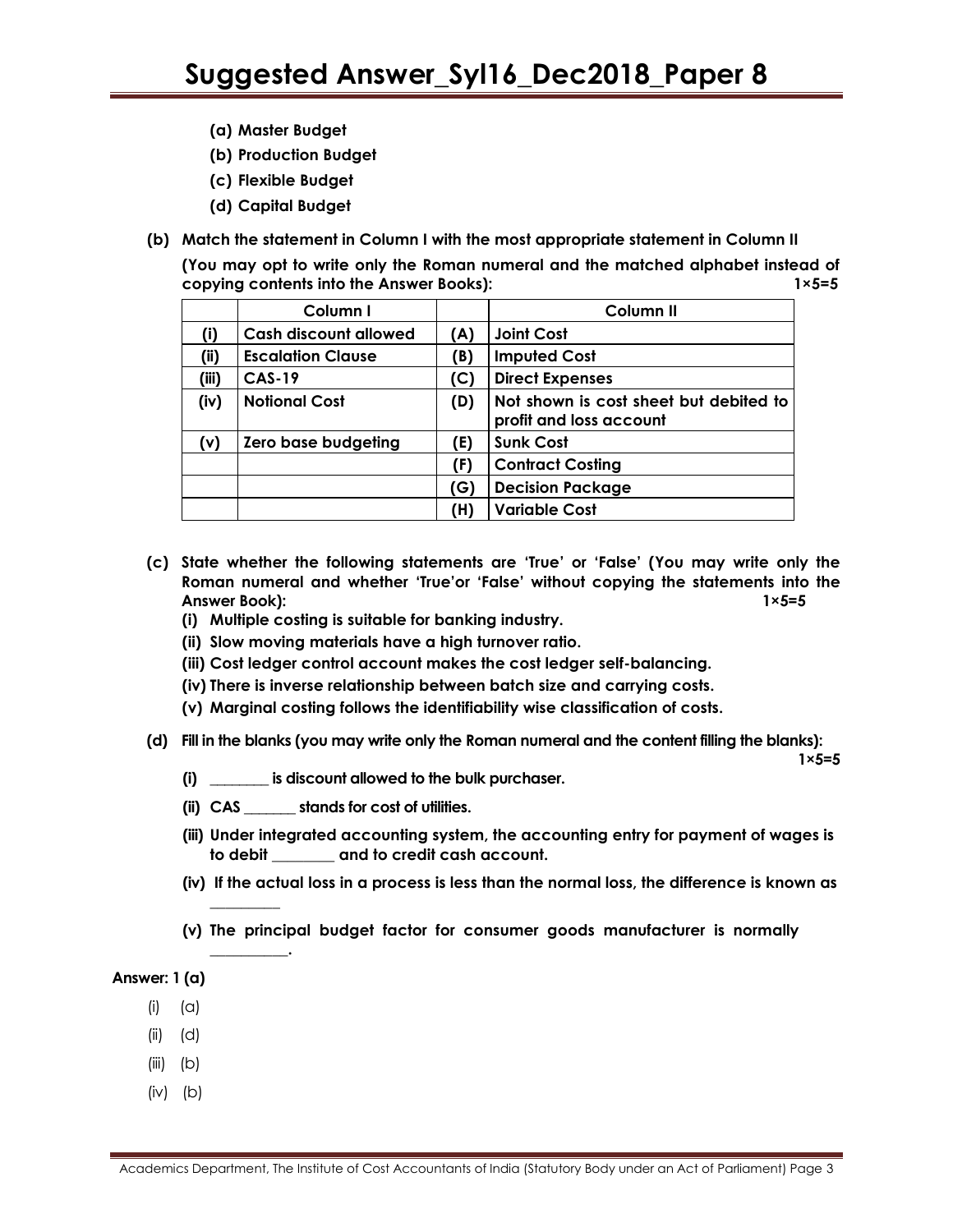(a) **Master Budget**

(b) **Production Budget**

(c) **Flexible Budget**

(d) **Capital Budget**

**(b) Match the statement in Column I with the most appropriate statement in Column II**

**(You may opt to write only the Roman numeral and the matched alphabet instead of copying contents into the Answer Books): 1×5=5**

| | Column I | | Column II |
|---|---|---|---|
| (i) | Cash discount allowed | (A) | Joint Cost |
| (ii) | Escalation Clause | (B) | Imputed Cost |
| (iii) | CAS-19 | (C) | Direct Expenses |
| (iv) | Notional Cost | (D) | Not shown is cost sheet but debited to profit and loss account |
| (v) | Zero base budgeting | (E) | Sunk Cost |
| | | (F) | Contract Costing |
| | | (G) | Decision Package |
| | | (H) | Variable Cost |

**(c) State whether the following statements are 'True' or 'False' (You may write only the Roman numeral and whether 'True'or 'False' without copying the statements into the Answer Book): 1×5=5**

**(i) Multiple costing is suitable for banking industry.**

**(ii) Slow moving materials have a high turnover ratio.**

**(iii) Cost ledger control account makes the cost ledger self-balancing.**

**(iv) There is inverse relationship between batch size and carrying costs.**

**(v) Marginal costing follows the identifiability wise classification of costs.**

**(d) Fill in the blanks (you may write only the Roman numeral and the content filling the blanks): 1×5=5**

**(i) ________ is discount allowed to the bulk purchaser.**

**(ii) CAS _______ stands for cost of utilities.**

**(iii) Under integrated accounting system, the accounting entry for payment of wages is to debit ________ and to credit cash account.**

**(iv) If the actual loss in a process is less than the normal loss, the difference is known as _________**

**(v) The principal budget factor for consumer goods manufacturer is normally __________.**

**Answer: 1 (a)**

(i) (a)

(ii) (d)

(iii) (b)

(iv) (b)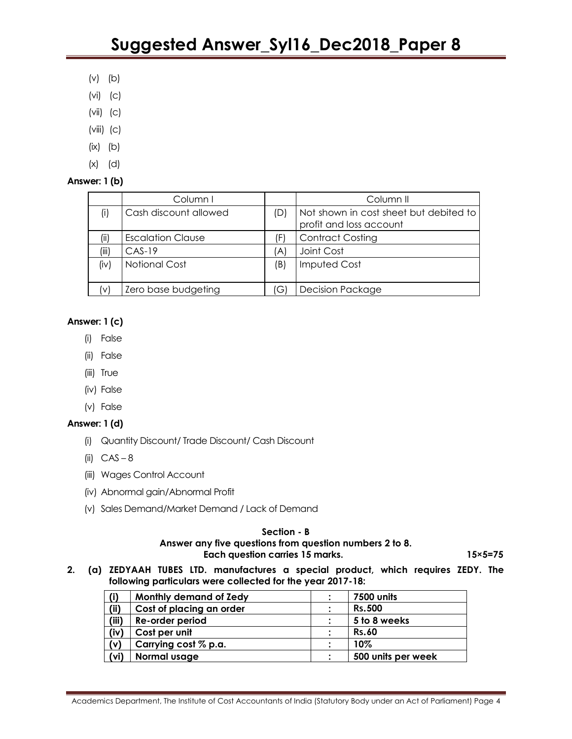(v) (b)

(vi) (c)

(vii) (c)

(viii) (c)

(ix) (b)

(x) (d)

**Answer: 1 (b)**

| | Column I | | Column II |
|---|---|---|---|
| (i) | Cash discount allowed | (D) | Not shown in cost sheet but debited to profit and loss account |
| (ii) | Escalation Clause | (F) | Contract Costing |
| (iii) | CAS-19 | (A) | Joint Cost |
| (iv) | Notional Cost | (B) | Imputed Cost |
| (v) | Zero base budgeting | (G) | Decision Package |

**Answer: 1 (c)**

(i) False

(ii) False

(iii) True

(iv) False

(v) False

**Answer: 1 (d)**

(i) Quantity Discount/ Trade Discount/ Cash Discount

(ii) CAS – 8

(iii) Wages Control Account

(iv) Abnormal gain/Abnormal Profit

(v) Sales Demand/Market Demand / Lack of Demand

**Section - B**

**Answer any five questions from question numbers 2 to 8.**

**Each question carries 15 marks. 15×5=75**

**2. (a) ZEDYAAH TUBES LTD. manufactures a special product, which requires ZEDY. The following particulars were collected for the year 2017-18:**

| | | | |
|---|---|---|---|
| **(i)** | **Monthly demand of Zedy** | **:** | **7500 units** |
| **(ii)** | **Cost of placing an order** | **:** | **Rs.500** |
| **(iii)** | **Re-order period** | **:** | **5 to 8 weeks** |
| **(iv)** | **Cost per unit** | **:** | **Rs.60** |
| **(v)** | **Carrying cost % p.a.** | **:** | **10%** |
| **(vi)** | **Normal usage** | **:** | **500 units per week** |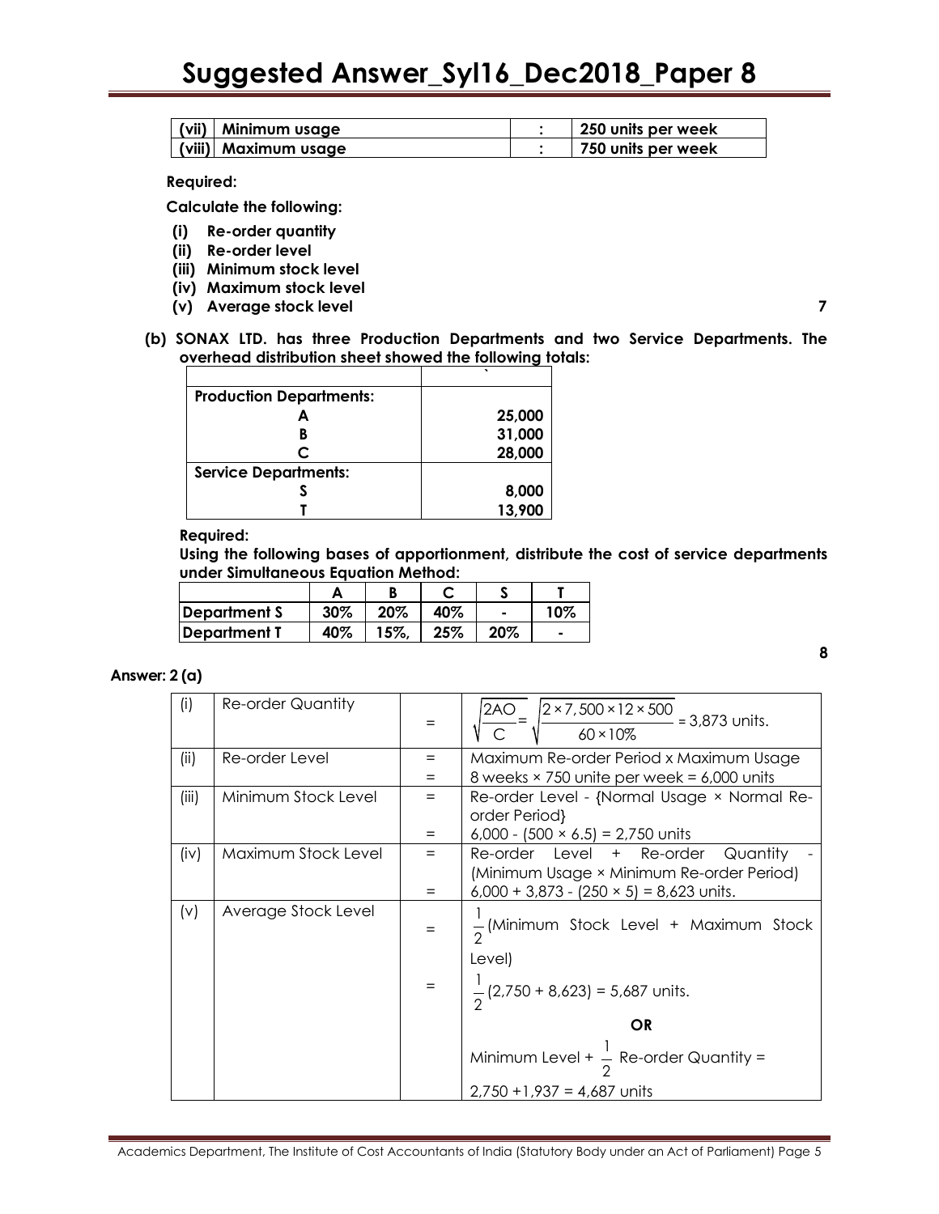| (vii) | Minimum usage | : | 250 units per week |
|---|---|---|---|
| (viii) | Maximum usage | : | 750 units per week |

**Required:**

**Calculate the following:**

- **(i) Re-order quantity**
- **(ii) Re-order level**
- **(iii) Minimum stock level**
- **(iv) Maximum stock level**
- **(v) Average stock level** **7**

**(b) SONAX LTD. has three Production Departments and two Service Departments. The overhead distribution sheet showed the following totals:**

| | ` |
|---|---|
| **Production Departments:** | |
| **A** | **25,000** |
| **B** | **31,000** |
| **C** | **28,000** |
| **Service Departments:** | |
| **S** | **8,000** |
| **T** | **13,900** |

**Required:**

**Using the following bases of apportionment, distribute the cost of service departments under Simultaneous Equation Method:**

| | A | B | C | S | T |
|---|---|---|---|---|---|
| **Department S** | 30% | 20% | 40% | - | 10% |
| **Department T** | 40% | 15%, | 25% | 20% | - |

**8**

**Answer: 2 (a)**

| (i) | Re-order Quantity | = | $\sqrt{\frac{2AO}{C}} = \sqrt{\frac{2 \times 7,500 \times 12 \times 500}{60 \times 10\%}}$ = 3,873 units. |
|---|---|---|---|
| (ii) | Re-order Level | = | Maximum Re-order Period x Maximum Usage |
| | | = | 8 weeks × 750 unite per week = 6,000 units |
| (iii) | Minimum Stock Level | = | Re-order Level - {Normal Usage × Normal Re-order Period} |
| | | = | 6,000 - (500 × 6.5) = 2,750 units |
| (iv) | Maximum Stock Level | = | Re-order Level + Re-order Quantity - (Minimum Usage × Minimum Re-order Period) |
| | | = | 6,000 + 3,873 - (250 × 5) = 8,623 units. |
| (v) | Average Stock Level | = | $\frac{1}{2}$(Minimum Stock Level + Maximum Stock Level) |
| | | = | $\frac{1}{2}$(2,750 + 8,623) = 5,687 units. |
| | | | **OR** |
| | | | Minimum Level + $\frac{1}{2}$ Re-order Quantity = 2,750 +1,937 = 4,687 units |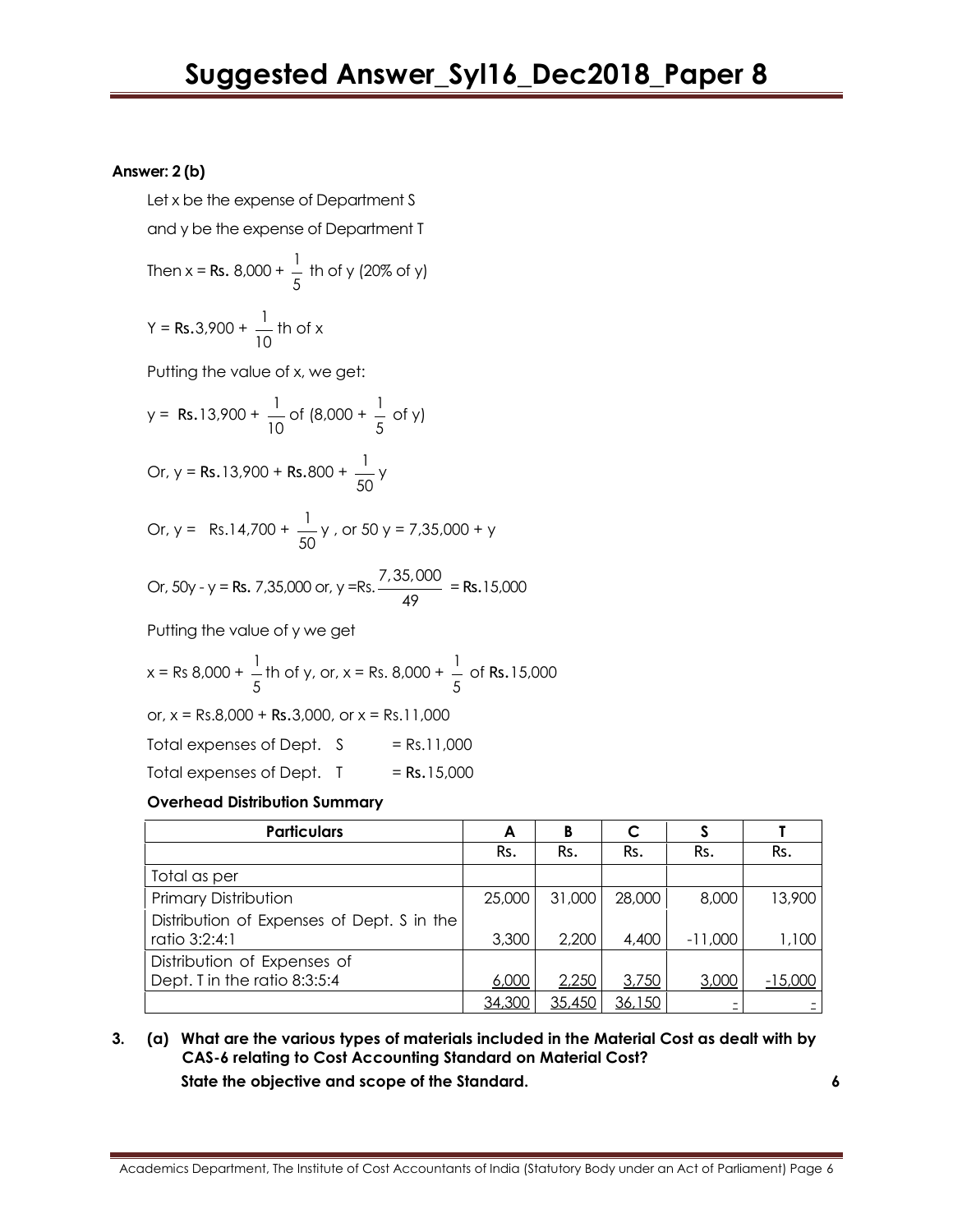**Answer: 2 (b)**

Let x be the expense of Department S

and y be the expense of Department T

Then x = **Rs.** 8,000 + $\frac{1}{5}$ th of y (20% of y)

Y = **Rs.**3,900 + $\frac{1}{10}$ th of x

Putting the value of x, we get:

y = **Rs.**13,900 + $\frac{1}{10}$ of (8,000 + $\frac{1}{5}$ of y)

Or, y = **Rs.**13,900 + **Rs.**800 + $\frac{1}{50}$ y

Or, y = Rs.14,700 + $\frac{1}{50}$ y , or 50 y = 7,35,000 + y

Or, 50y - y = **Rs.** 7,35,000 or, y =Rs. $\frac{7,35,000}{49}$ = **Rs.**15,000

Putting the value of y we get

x = Rs 8,000 + $\frac{1}{5}$ th of y, or, x = Rs. 8,000 + $\frac{1}{5}$ of **Rs.**15,000

or, x = Rs.8,000 + **Rs.**3,000, or x = Rs.11,000

Total expenses of Dept. S = Rs.11,000

Total expenses of Dept. T = **Rs.**15,000

**Overhead Distribution Summary**

| Particulars | A | B | C | S | T |
|---|---|---|---|---|---|
| | Rs. | Rs. | Rs. | Rs. | Rs. |
| Total as per | | | | | |
| Primary Distribution | 25,000 | 31,000 | 28,000 | 8,000 | 13,900 |
| Distribution of Expenses of Dept. S in the ratio 3:2:4:1 | 3,300 | 2,200 | 4,400 | -11,000 | 1,100 |
| Distribution of Expenses of Dept. T in the ratio 8:3:5:4 | 6,000 | 2,250 | 3,750 | 3,000 | -15,000 |
| | 34,300 | 35,450 | 36,150 | - | - |

**3. (a) What are the various types of materials included in the Material Cost as dealt with by CAS-6 relating to Cost Accounting Standard on Material Cost?**

**State the objective and scope of the Standard.** **6**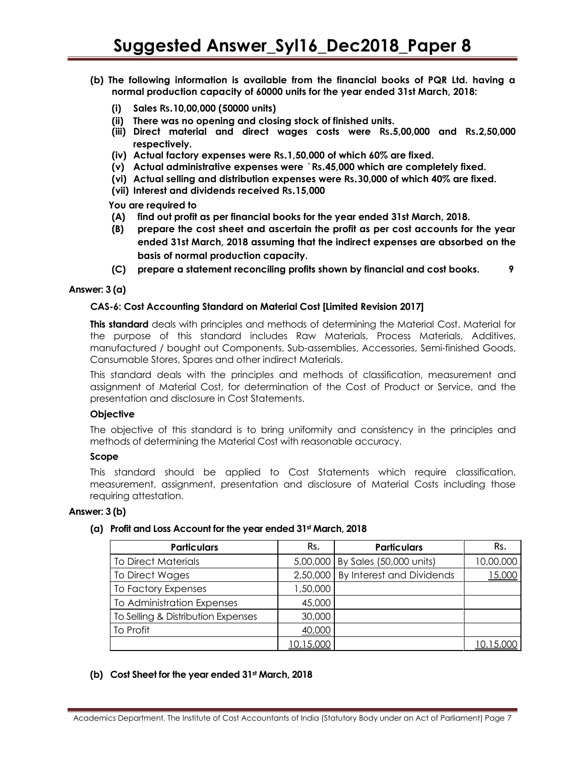**(b) The following information is available from the financial books of PQR Ltd. having a normal production capacity of 60000 units for the year ended 31st March, 2018:**

- **(i) Sales Rs.10,00,000 (50000 units)**
- **(ii) There was no opening and closing stock of finished units.**
- **(iii) Direct material and direct wages costs were Rs.5,00,000 and Rs.2,50,000 respectively.**
- **(iv) Actual factory expenses were Rs.1,50,000 of which 60% are fixed.**
- **(v) Actual administrative expenses were `Rs.45,000 which are completely fixed.**
- **(vi) Actual selling and distribution expenses were Rs.30,000 of which 40% are fixed.**
- **(vii) Interest and dividends received Rs.15,000**

**You are required to**

- **(A) find out profit as per financial books for the year ended 31st March, 2018.**
- **(B) prepare the cost sheet and ascertain the profit as per cost accounts for the year ended 31st March, 2018 assuming that the indirect expenses are absorbed on the basis of normal production capacity.**
- **(C) prepare a statement reconciling profits shown by financial and cost books. 9**

**Answer: 3 (a)**

**CAS-6: Cost Accounting Standard on Material Cost [Limited Revision 2017]**

**This standard** deals with principles and methods of determining the Material Cost. Material for the purpose of this standard includes Raw Materials, Process Materials, Additives, manufactured / bought out Components, Sub-assemblies, Accessories, Semi-finished Goods, Consumable Stores, Spares and other indirect Materials.

This standard deals with the principles and methods of classification, measurement and assignment of Material Cost, for determination of the Cost of Product or Service, and the presentation and disclosure in Cost Statements.

**Objective**

The objective of this standard is to bring uniformity and consistency in the principles and methods of determining the Material Cost with reasonable accuracy.

**Scope**

This standard should be applied to Cost Statements which require classification, measurement, assignment, presentation and disclosure of Material Costs including those requiring attestation.

**Answer: 3 (b)**

**(a) Profit and Loss Account for the year ended 31st March, 2018**

| Particulars | Rs. | Particulars | Rs. |
|---|---|---|---|
| To Direct Materials | 5,00,000 | By Sales (50,000 units) | 10,00,000 |
| To Direct Wages | 2,50,000 | By Interest and Dividends | 15,000 |
| To Factory Expenses | 1,50,000 | | |
| To Administration Expenses | 45,000 | | |
| To Selling & Distribution Expenses | 30,000 | | |
| To Profit | 40,000 | | |
| | 10,15,000 | | 10,15,000 |

**(b) Cost Sheet for the year ended 31st March, 2018**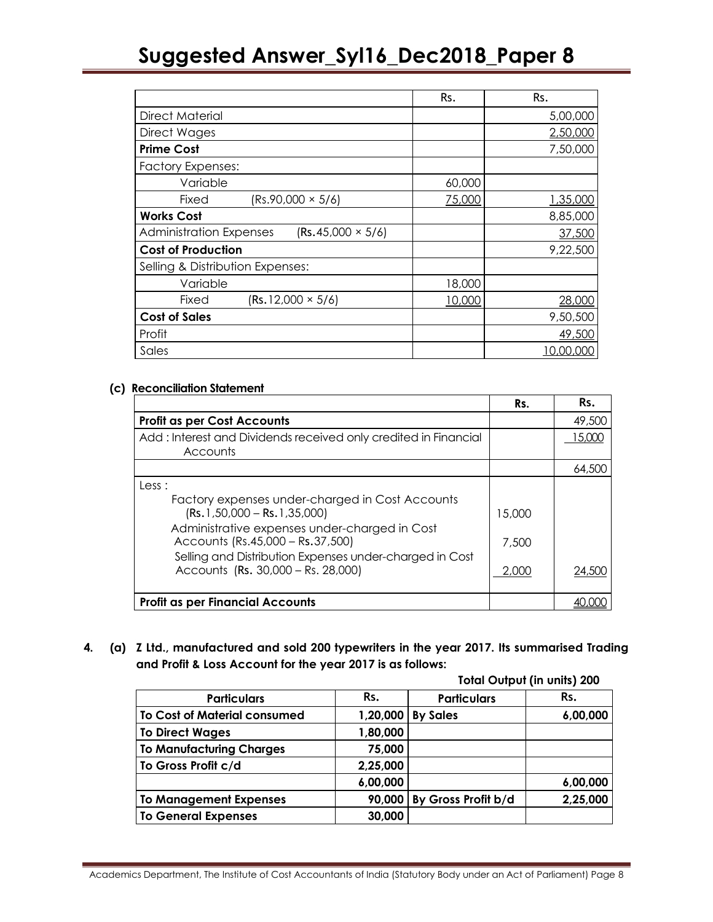| | Rs. | Rs. |
|---|---|---|
| Direct Material | | 5,00,000 |
| Direct Wages | | 2,50,000 |
| **Prime Cost** | | 7,50,000 |
| Factory Expenses: | | |
| Variable | 60,000 | |
| Fixed (Rs.90,000 × 5/6) | 75,000 | 1,35,000 |
| **Works Cost** | | 8,85,000 |
| Administration Expenses (Rs.45,000 × 5/6) | | 37,500 |
| **Cost of Production** | | 9,22,500 |
| Selling & Distribution Expenses: | | |
| Variable | 18,000 | |
| Fixed (Rs.12,000 × 5/6) | 10,000 | 28,000 |
| **Cost of Sales** | | 9,50,500 |
| Profit | | 49,500 |
| Sales | | 10,00,000 |

**(c) Reconciliation Statement**

| | Rs. | Rs. |
|---|---|---|
| **Profit as per Cost Accounts** | | 49,500 |
| Add : Interest and Dividends received only credited in Financial Accounts | | 15,000 |
| | | 64,500 |
| Less : | | |
| Factory expenses under-charged in Cost Accounts (Rs.1,50,000 – Rs.1,35,000) | 15,000 | |
| Administrative expenses under-charged in Cost Accounts (Rs.45,000 – Rs.37,500) | 7,500 | |
| Selling and Distribution Expenses under-charged in Cost Accounts (Rs. 30,000 – Rs. 28,000) | 2,000 | 24,500 |
| **Profit as per Financial Accounts** | | 40,000 |

**4. (a) Z Ltd., manufactured and sold 200 typewriters in the year 2017. Its summarised Trading and Profit & Loss Account for the year 2017 is as follows:**

**Total Output (in units) 200**

| Particulars | Rs. | Particulars | Rs. |
|---|---|---|---|
| To Cost of Material consumed | 1,20,000 | By Sales | 6,00,000 |
| To Direct Wages | 1,80,000 | | |
| To Manufacturing Charges | 75,000 | | |
| To Gross Profit c/d | 2,25,000 | | |
| | 6,00,000 | | 6,00,000 |
| To Management Expenses | 90,000 | By Gross Profit b/d | 2,25,000 |
| To General Expenses | 30,000 | | |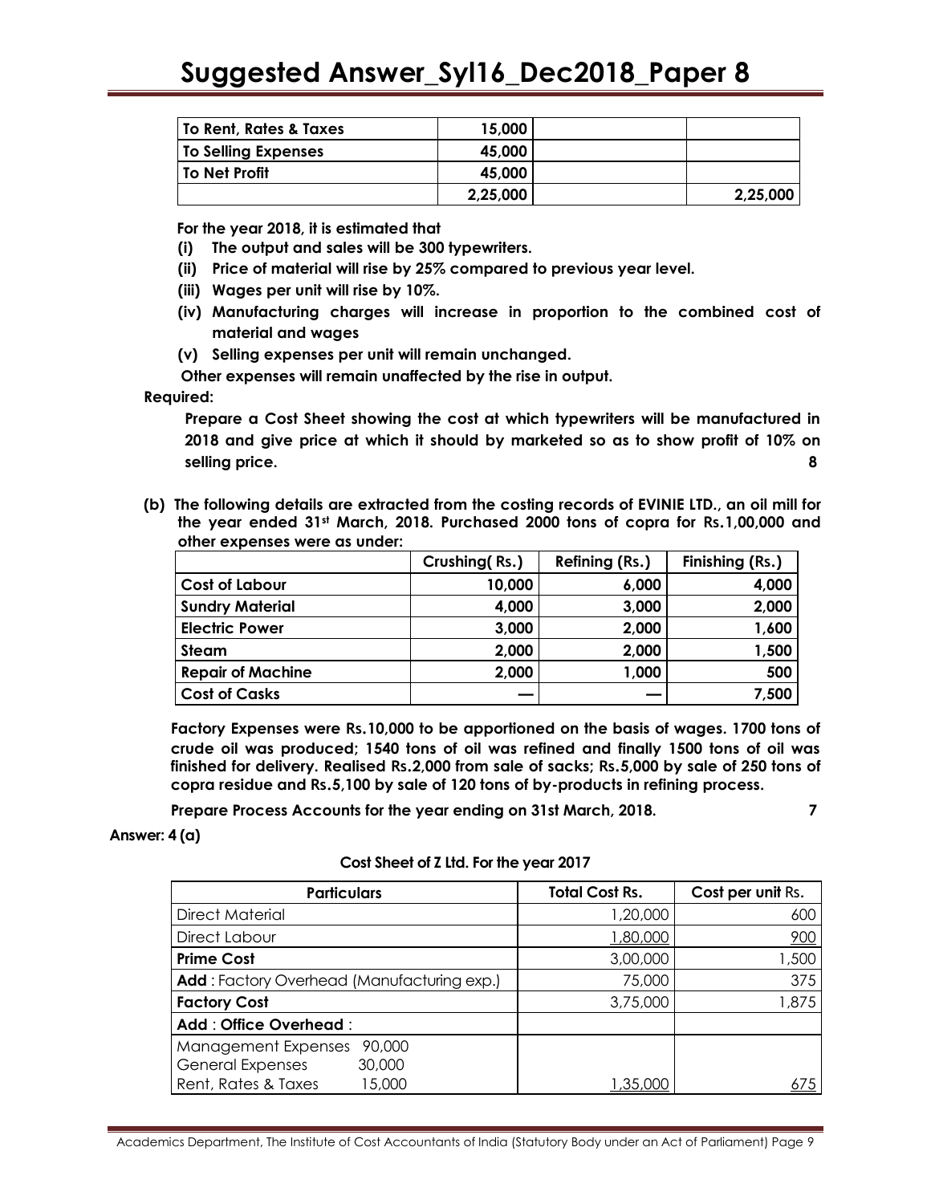| To Rent, Rates & Taxes | 15,000 | | |
|---|---|---|---|
| To Selling Expenses | 45,000 | | |
| To Net Profit | 45,000 | | |
| | 2,25,000 | | 2,25,000 |

**For the year 2018, it is estimated that**

**(i) The output and sales will be 300 typewriters.**

**(ii) Price of material will rise by 25% compared to previous year level.**

**(iii) Wages per unit will rise by 10%.**

**(iv) Manufacturing charges will increase in proportion to the combined cost of material and wages**

**(v) Selling expenses per unit will remain unchanged.**

**Other expenses will remain unaffected by the rise in output.**

**Required:**

**Prepare a Cost Sheet showing the cost at which typewriters will be manufactured in 2018 and give price at which it should by marketed so as to show profit of 10% on selling price.** **8**

**(b) The following details are extracted from the costing records of EVINIE LTD., an oil mill for the year ended 31st March, 2018. Purchased 2000 tons of copra for Rs.1,00,000 and other expenses were as under:**

| | Crushing( Rs.) | Refining (Rs.) | Finishing (Rs.) |
|---|---|---|---|
| Cost of Labour | 10,000 | 6,000 | 4,000 |
| Sundry Material | 4,000 | 3,000 | 2,000 |
| Electric Power | 3,000 | 2,000 | 1,600 |
| Steam | 2,000 | 2,000 | 1,500 |
| Repair of Machine | 2,000 | 1,000 | 500 |
| Cost of Casks | — | — | 7,500 |

**Factory Expenses were Rs.10,000 to be apportioned on the basis of wages. 1700 tons of crude oil was produced; 1540 tons of oil was refined and finally 1500 tons of oil was finished for delivery. Realised Rs.2,000 from sale of sacks; Rs.5,000 by sale of 250 tons of copra residue and Rs.5,100 by sale of 120 tons of by-products in refining process.**

**Prepare Process Accounts for the year ending on 31st March, 2018.** **7**

**Answer: 4 (a)**

**Cost Sheet of Z Ltd. For the year 2017**

| Particulars | Total Cost Rs. | Cost per unit Rs. |
|---|---|---|
| Direct Material | 1,20,000 | 600 |
| Direct Labour | 1,80,000 | 900 |
| **Prime Cost** | 3,00,000 | 1,500 |
| **Add** : Factory Overhead (Manufacturing exp.) | 75,000 | 375 |
| **Factory Cost** | 3,75,000 | 1,875 |
| **Add** : **Office Overhead** : | | |
| Management Expenses 90,000<br>General Expenses 30,000<br>Rent, Rates & Taxes 15,000 | 1,35,000 | 675 |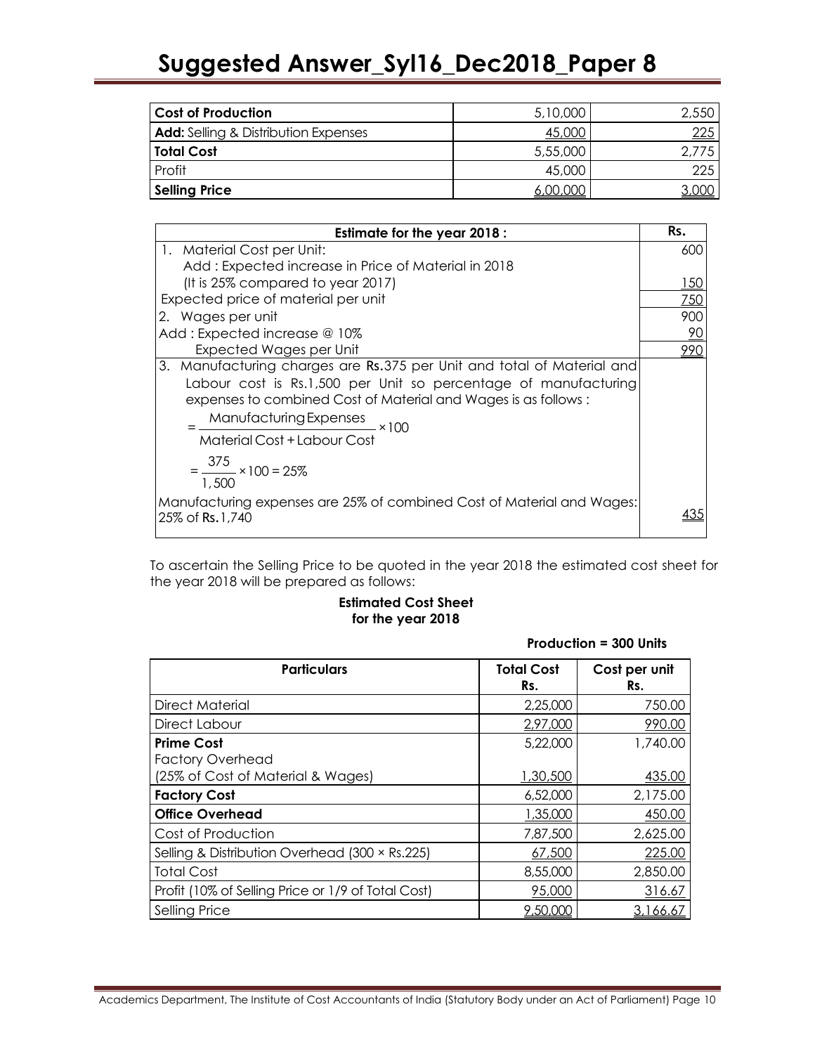| Cost of Production | 5,10,000 | 2,550 |
|---|---|---|
| **Add:** Selling & Distribution Expenses | 45,000 | 225 |
| **Total Cost** | 5,55,000 | 2,775 |
| Profit | 45,000 | 225 |
| **Selling Price** | 6,00,000 | 3,000 |

| **Estimate for the year 2018 :** | **Rs.** |
|---|---|
| 1. Material Cost per Unit: | 600 |
| Add : Expected increase in Price of Material in 2018 (It is 25% compared to year 2017) | 150 |
| Expected price of material per unit | 750 |
| 2. Wages per unit | 900 |
| Add : Expected increase @ 10% | 90 |
| Expected Wages per Unit | 990 |
| 3. Manufacturing charges are **Rs.**375 per Unit and total of Material and Labour cost is Rs.1,500 per Unit so percentage of manufacturing expenses to combined Cost of Material and Wages is as follows : $= \frac{\text{Manufacturing Expenses}}{\text{Material Cost} + \text{Labour Cost}} \times 100$ $= \frac{375}{1,500} \times 100 = 25\%$ | |
| Manufacturing expenses are 25% of combined Cost of Material and Wages: 25% of **Rs.**1,740 | 435 |

To ascertain the Selling Price to be quoted in the year 2018 the estimated cost sheet for the year 2018 will be prepared as follows:

**Estimated Cost Sheet for the year 2018**

**Production = 300 Units**

| Particulars | Total Cost Rs. | Cost per unit Rs. |
|---|---|---|
| Direct Material | 2,25,000 | 750.00 |
| Direct Labour | 2,97,000 | 990.00 |
| **Prime Cost** | 5,22,000 | 1,740.00 |
| Factory Overhead (25% of Cost of Material & Wages) | 1,30,500 | 435.00 |
| **Factory Cost** | 6,52,000 | 2,175.00 |
| **Office Overhead** | 1,35,000 | 450.00 |
| Cost of Production | 7,87,500 | 2,625.00 |
| Selling & Distribution Overhead (300 × Rs.225) | 67,500 | 225.00 |
| Total Cost | 8,55,000 | 2,850.00 |
| Profit (10% of Selling Price or 1/9 of Total Cost) | 95,000 | 316.67 |
| Selling Price | 9,50,000 | 3,166.67 |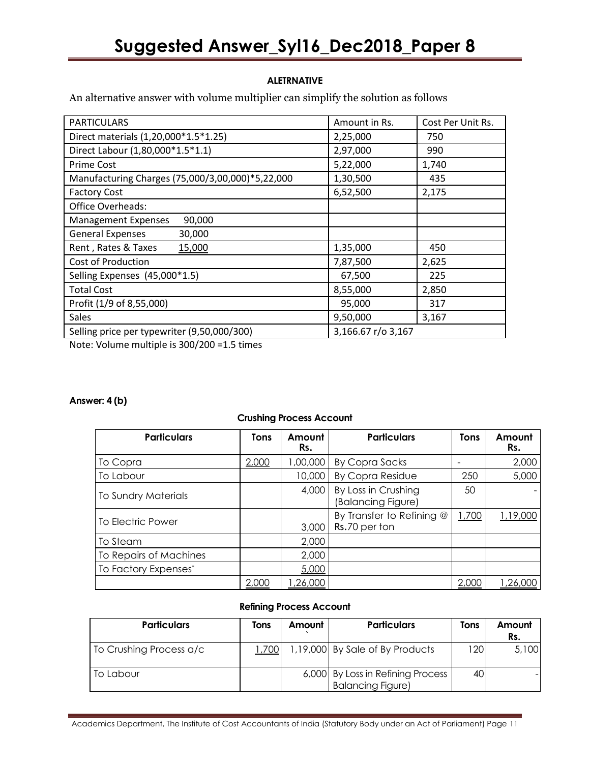**ALETRNATIVE**

An alternative answer with volume multiplier can simplify the solution as follows

| PARTICULARS | Amount in Rs. | Cost Per Unit Rs. |
|---|---|---|
| Direct materials (1,20,000*1.5*1.25) | 2,25,000 | 750 |
| Direct Labour (1,80,000*1.5*1.1) | 2,97,000 | 990 |
| Prime Cost | 5,22,000 | 1,740 |
| Manufacturing Charges (75,000/3,00,000)*5,22,000 | 1,30,500 | 435 |
| Factory Cost | 6,52,500 | 2,175 |
| Office Overheads: | | |
| Management Expenses 90,000 | | |
| General Expenses 30,000 | | |
| Rent , Rates & Taxes 15,000 | 1,35,000 | 450 |
| Cost of Production | 7,87,500 | 2,625 |
| Selling Expenses (45,000*1.5) | 67,500 | 225 |
| Total Cost | 8,55,000 | 2,850 |
| Profit (1/9 of 8,55,000) | 95,000 | 317 |
| Sales | 9,50,000 | 3,167 |
| Selling price per typewriter (9,50,000/300) | 3,166.67 r/o 3,167 | |

Note: Volume multiple is 300/200 =1.5 times

**Answer: 4 (b)**

**Crushing Process Account**

| Particulars | Tons | Amount Rs. | Particulars | Tons | Amount Rs. |
|---|---|---|---|---|---|
| To Copra | 2,000 | 1,00,000 | By Copra Sacks | - | 2,000 |
| To Labour | | 10,000 | By Copra Residue | 250 | 5,000 |
| To Sundry Materials | | 4,000 | By Loss in Crushing (Balancing Figure) | 50 | - |
| To Electric Power | | 3,000 | By Transfer to Refining @ Rs.70 per ton | 1,700 | 1,19,000 |
| To Steam | | 2,000 | | | |
| To Repairs of Machines | | 2,000 | | | |
| To Factory Expenses* | | 5,000 | | | |
| | 2,000 | 1,26,000 | | 2,000 | 1,26,000 |

**Refining Process Account**

| Particulars | Tons | Amount | Particulars | Tons | Amount Rs. |
|---|---|---|---|---|---|
| To Crushing Process a/c | 1,700 | 1,19,000 | By Sale of By Products | 120 | 5,100 |
| To Labour | | 6,000 | By Loss in Refining Process Balancing Figure) | 40 | - |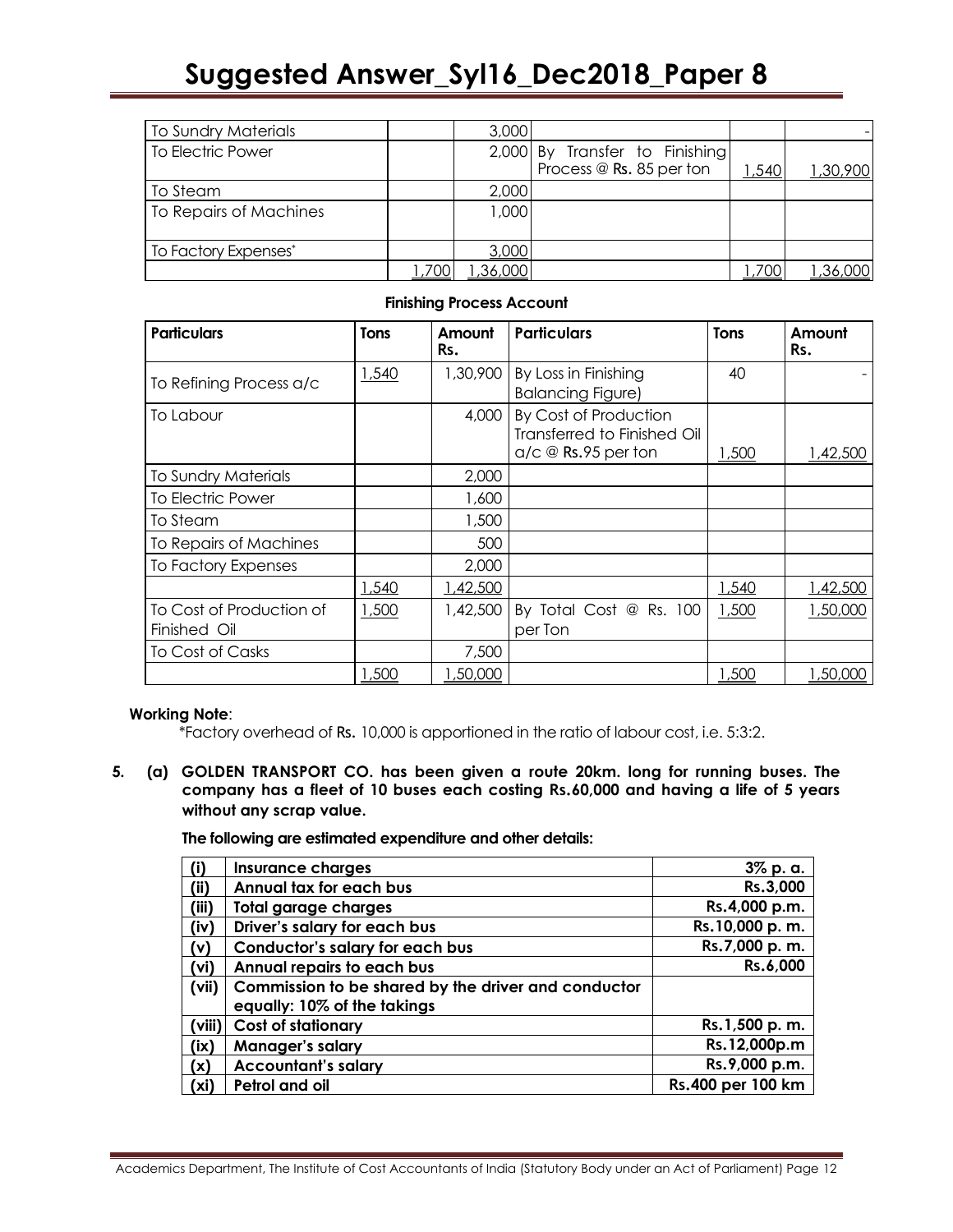| To Sundry Materials | | 3,000 | | | - |
|---|---|---|---|---|---|
| To Electric Power | | 2,000 | By Transfer to Finishing Process @ Rs. 85 per ton | 1,540 | 1,30,900 |
| To Steam | | 2,000 | | | |
| To Repairs of Machines | | 1,000 | | | |
| To Factory Expenses* | | 3,000 | | | |
| | 1,700 | 1,36,000 | | 1,700 | 1,36,000 |

**Finishing Process Account**

| Particulars | Tons | Amount Rs. | Particulars | Tons | Amount Rs. |
|---|---|---|---|---|---|
| To Refining Process a/c | 1,540 | 1,30,900 | By Loss in Finishing Balancing Figure) | 40 | - |
| To Labour | | 4,000 | By Cost of Production Transferred to Finished Oil a/c @ Rs.95 per ton | 1,500 | 1,42,500 |
| To Sundry Materials | | 2,000 | | | |
| To Electric Power | | 1,600 | | | |
| To Steam | | 1,500 | | | |
| To Repairs of Machines | | 500 | | | |
| To Factory Expenses | | 2,000 | | | |
| | 1,540 | 1,42,500 | | 1,540 | 1,42,500 |
| To Cost of Production of Finished Oil | 1,500 | 1,42,500 | By Total Cost @ Rs. 100 per Ton | 1,500 | 1,50,000 |
| To Cost of Casks | | 7,500 | | | |
| | 1,500 | 1,50,000 | | 1,500 | 1,50,000 |

**Working Note**:

*Factory overhead of Rs. 10,000 is apportioned in the ratio of labour cost, i.e. 5:3:2.

**5. (a) GOLDEN TRANSPORT CO. has been given a route 20km. long for running buses. The company has a fleet of 10 buses each costing Rs.60,000 and having a life of 5 years without any scrap value.**

**The following are estimated expenditure and other details:**

| (i) | Insurance charges | 3% p. a. |
|---|---|---|
| (ii) | Annual tax for each bus | Rs.3,000 |
| (iii) | Total garage charges | Rs.4,000 p.m. |
| (iv) | Driver's salary for each bus | Rs.10,000 p. m. |
| (v) | Conductor's salary for each bus | Rs.7,000 p. m. |
| (vi) | Annual repairs to each bus | Rs.6,000 |
| (vii) | Commission to be shared by the driver and conductor equally: 10% of the takings | |
| (viii) | Cost of stationary | Rs.1,500 p. m. |
| (ix) | Manager's salary | Rs.12,000p.m |
| (x) | Accountant's salary | Rs.9,000 p.m. |
| (xi) | Petrol and oil | Rs.400 per 100 km |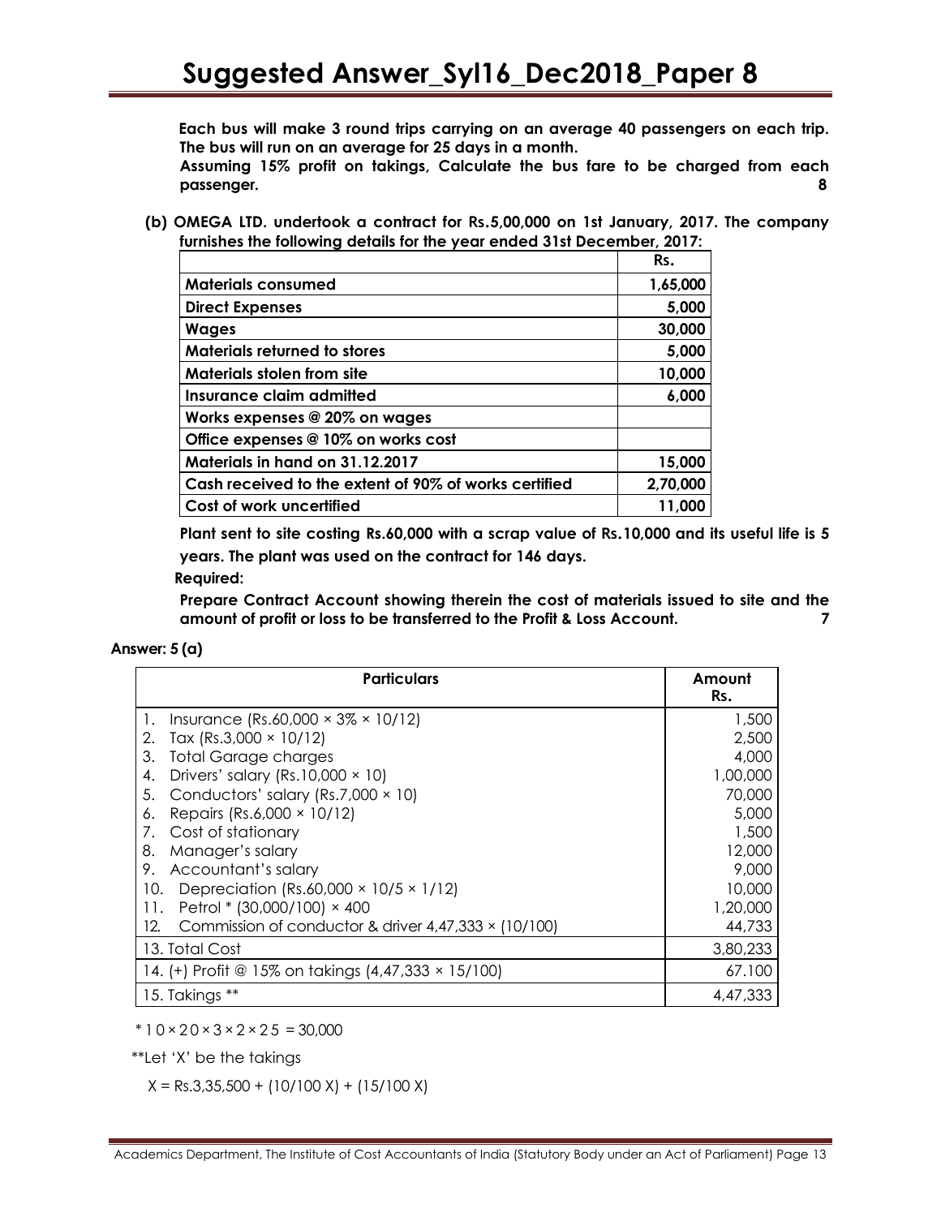**Each bus will make 3 round trips carrying on an average 40 passengers on each trip. The bus will run on an average for 25 days in a month.**

**Assuming 15% profit on takings, Calculate the bus fare to be charged from each passenger. 8**

**(b) OMEGA LTD. undertook a contract for Rs.5,00,000 on 1st January, 2017. The company furnishes the following details for the year ended 31st December, 2017:**

| | Rs. |
|---|---|
| Materials consumed | 1,65,000 |
| Direct Expenses | 5,000 |
| Wages | 30,000 |
| Materials returned to stores | 5,000 |
| Materials stolen from site | 10,000 |
| Insurance claim admitted | 6,000 |
| Works expenses @ 20% on wages | |
| Office expenses @ 10% on works cost | |
| Materials in hand on 31.12.2017 | 15,000 |
| Cash received to the extent of 90% of works certified | 2,70,000 |
| Cost of work uncertified | 11,000 |

**Plant sent to site costing Rs.60,000 with a scrap value of Rs.10,000 and its useful life is 5 years. The plant was used on the contract for 146 days.**

**Required:**

**Prepare Contract Account showing therein the cost of materials issued to site and the amount of profit or loss to be transferred to the Profit & Loss Account. 7**

**Answer: 5 (a)**

| Particulars | Amount Rs. |
|---|---|
| 1. Insurance (Rs.60,000 × 3% × 10/12) | 1,500 |
| 2. Tax (Rs.3,000 × 10/12) | 2,500 |
| 3. Total Garage charges | 4,000 |
| 4. Drivers' salary (Rs.10,000 × 10) | 1,00,000 |
| 5. Conductors' salary (Rs.7,000 × 10) | 70,000 |
| 6. Repairs (Rs.6,000 × 10/12) | 5,000 |
| 7. Cost of stationary | 1,500 |
| 8. Manager's salary | 12,000 |
| 9. Accountant's salary | 9,000 |
| 10. Depreciation (Rs.60,000 × 10/5 × 1/12) | 10,000 |
| 11. Petrol * (30,000/100) × 400 | 1,20,000 |
| 12. Commission of conductor & driver 4,47,333 × (10/100) | 44,733 |
| 13. Total Cost | 3,80,233 |
| 14. (+) Profit @ 15% on takings (4,47,333 × 15/100) | 67.100 |
| 15. Takings ** | 4,47,333 |

$* 10 \times 20 \times 3 \times 2 \times 25 = 30{,}000$

**Let 'X' be the takings

X = Rs.3,35,500 + (10/100 X) + (15/100 X)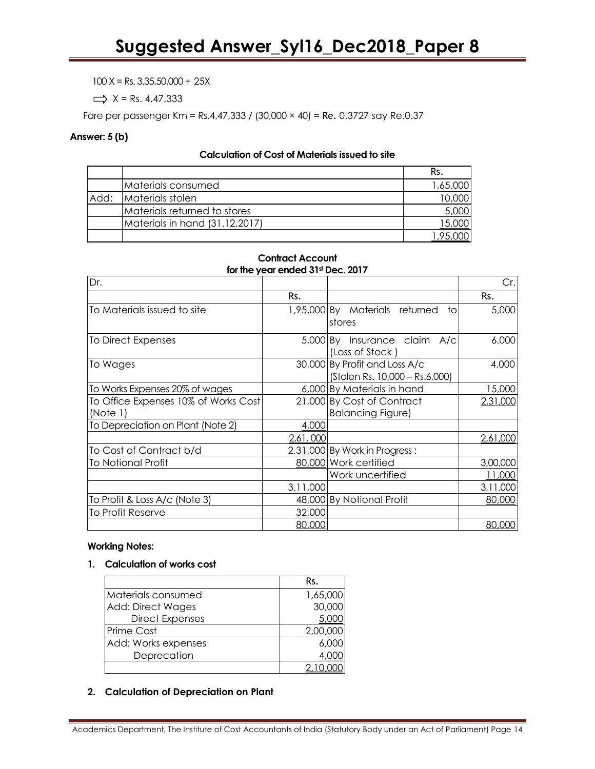$100X = Rs.\ 3,35,50,000 + 25X$

$\Rightarrow X = Rs.\ 4,47,333$

Fare per passenger Km = Rs.4,47,333 / (30,000 × 40) = Re. 0.3727 say Re.0.37

**Answer: 5 (b)**

**Calculation of Cost of Materials issued to site**

| | | Rs. |
|---|---|---|
| | Materials consumed | 1,65,000 |
| Add: | Materials stolen | 10,000 |
| | Materials returned to stores | 5,000 |
| | Materials in hand (31.12.2017) | 15,000 |
| | | 1,95,000 |

**Contract Account**
**for the year ended 31st Dec. 2017**

| Dr. | | | Cr. |
|---|---|---|---|
| | Rs. | | Rs. |
| To Materials issued to site | 1,95,000 | By Materials returned to stores | 5,000 |
| To Direct Expenses | 5,000 | By Insurance claim A/c (Loss of Stock ) | 6,000 |
| To Wages | 30,000 | By Profit and Loss A/c (Stolen Rs. 10,000 – Rs.6,000) | 4,000 |
| To Works Expenses 20% of wages | 6,000 | By Materials in hand | 15,000 |
| To Office Expenses 10% of Works Cost (Note 1) | 21,000 | By Cost of Contract Balancing Figure) | 2,31,000 |
| To Depreciation on Plant (Note 2) | 4,000 | | |
| | 2,61, 000 | | 2,61,000 |
| To Cost of Contract b/d | 2,31,000 | By Work in Progress : | |
| To Notional Profit | 80,000 | Work certified | 3,00,000 |
| | | Work uncertified | 11,000 |
| | 3,11,000 | | 3,11,000 |
| To Profit & Loss A/c (Note 3) | 48,000 | By Notional Profit | 80,000 |
| To Profit Reserve | 32,000 | | |
| | 80,000 | | 80,000 |

**Working Notes:**

**1. Calculation of works cost**

| | Rs. |
|---|---|
| Materials consumed | 1,65,000 |
| Add: Direct Wages | 30,000 |
| Direct Expenses | 5,000 |
| Prime Cost | 2,00,000 |
| Add: Works expenses | 6,000 |
| Deprecation | 4,000 |
| | 2,10,000 |

**2. Calculation of Depreciation on Plant**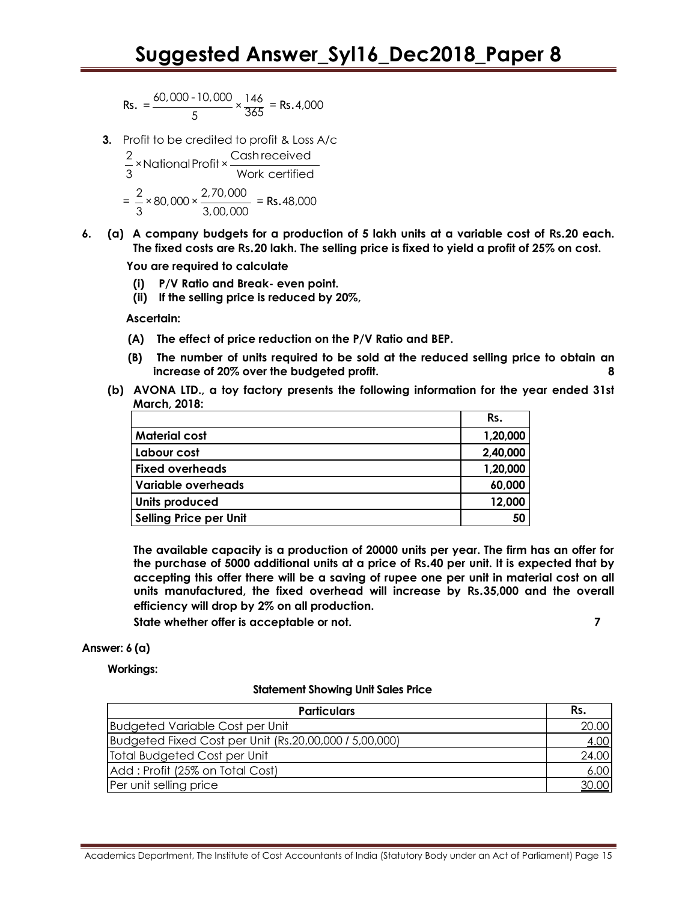$$\text{Rs.} = \frac{60,000 - 10,000}{5} \times \frac{146}{365} = \text{Rs.}4,000$$

**3.** Profit to be credited to profit & Loss A/c

$$\frac{2}{3} \times \text{National Profit} \times \frac{\text{Cash received}}{\text{Work certified}}$$

$$= \frac{2}{3} \times 80,000 \times \frac{2,70,000}{3,00,000} = \text{Rs.}48,000$$

**6. (a) A company budgets for a production of 5 lakh units at a variable cost of Rs.20 each. The fixed costs are Rs.20 lakh. The selling price is fixed to yield a profit of 25% on cost.**

**You are required to calculate**

- **(i) P/V Ratio and Break- even point.**
- **(ii) If the selling price is reduced by 20%,**

**Ascertain:**

- **(A) The effect of price reduction on the P/V Ratio and BEP.**
- **(B) The number of units required to be sold at the reduced selling price to obtain an increase of 20% over the budgeted profit.** **8**

**(b) AVONA LTD., a toy factory presents the following information for the year ended 31st March, 2018:**

| | Rs. |
|---|---|
| **Material cost** | **1,20,000** |
| **Labour cost** | **2,40,000** |
| **Fixed overheads** | **1,20,000** |
| **Variable overheads** | **60,000** |
| **Units produced** | **12,000** |
| **Selling Price per Unit** | **50** |

**The available capacity is a production of 20000 units per year. The firm has an offer for the purchase of 5000 additional units at a price of Rs.40 per unit. It is expected that by accepting this offer there will be a saving of rupee one per unit in material cost on all units manufactured, the fixed overhead will increase by Rs.35,000 and the overall efficiency will drop by 2% on all production.**

**State whether offer is acceptable or not.** **7**

**Answer: 6 (a)**

**Workings:**

**Statement Showing Unit Sales Price**

| Particulars | Rs. |
|---|---|
| Budgeted Variable Cost per Unit | 20.00 |
| Budgeted Fixed Cost per Unit (Rs.20,00,000 / 5,00,000) | 4.00 |
| Total Budgeted Cost per Unit | 24.00 |
| Add : Profit (25% on Total Cost) | 6.00 |
| Per unit selling price | 30.00 |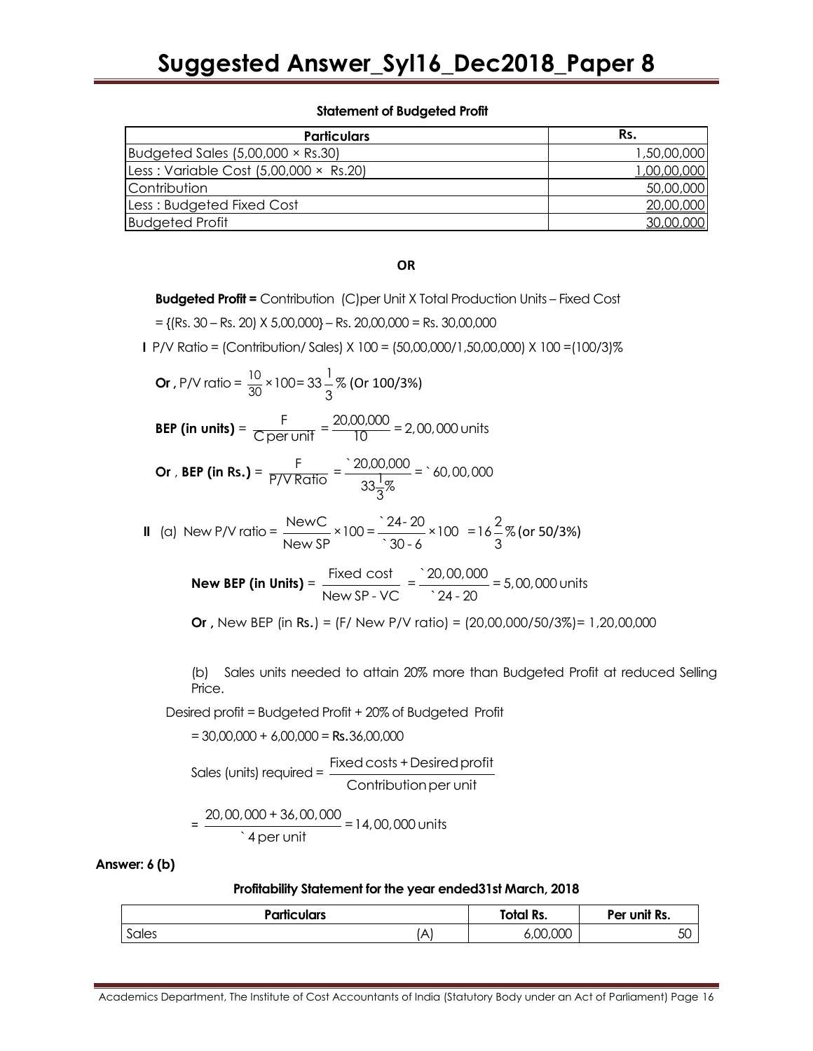**Statement of Budgeted Profit**

| Particulars | Rs. |
|---|---|
| Budgeted Sales (5,00,000 × Rs.30) | 1,50,00,000 |
| Less : Variable Cost (5,00,000 × Rs.20) | 1,00,00,000 |
| Contribution | 50,00,000 |
| Less : Budgeted Fixed Cost | 20,00,000 |
| Budgeted Profit | 30,00,000 |

**OR**

**Budgeted Profit =** Contribution (C)per Unit X Total Production Units – Fixed Cost

= {(Rs. 30 – Rs. 20) X 5,00,000} – Rs. 20,00,000 = Rs. 30,00,000

**I** P/V Ratio = (Contribution/ Sales) X 100 = (50,00,000/1,50,00,000) X 100 =(100/3)%

**Or ,** P/V ratio = $\frac{10}{30} \times 100 = 33\frac{1}{3}\%$ **(Or 100/3%)**

**BEP (in units)** = $\frac{F}{C \text{ per unit}} = \frac{20,00,000}{10} = 2,00,000$ units

**Or** , **BEP (in Rs.)** = $\frac{F}{P/V \text{ Ratio}} = \frac{₹\,20,00,000}{33\frac{1}{3}\%} = ₹\,60,00,000$

**II** (a) New P/V ratio = $\frac{\text{New C}}{\text{New SP}} \times 100 = \frac{₹\,24 - 20}{₹\,30 - 6} \times 100 = 16\frac{2}{3}\%$ **(or 50/3%)**

**New BEP (in Units)** = $\frac{\text{Fixed cost}}{\text{New SP - VC}} = \frac{₹\,20,00,000}{₹\,24 - 20} = 5,00,000$ units

**Or ,** New BEP (in **Rs.**) = (F/ New P/V ratio) = (20,00,000/50/3%)= 1,20,00,000

(b) Sales units needed to attain 20% more than Budgeted Profit at reduced Selling Price.

Desired profit = Budgeted Profit + 20% of Budgeted Profit

= 30,00,000 + 6,00,000 = **Rs.**36,00,000

Sales (units) required = $\frac{\text{Fixed costs + Desired profit}}{\text{Contribution per unit}}$

= $\frac{20,00,000 + 36,00,000}{₹\,4 \text{ per unit}} = 14,00,000$ units

**Answer: 6 (b)**

**Profitability Statement for the year ended31st March, 2018**

| Particulars | | Total Rs. | Per unit Rs. |
|---|---|---|---|
| Sales | (A) | 6,00,000 | 50 |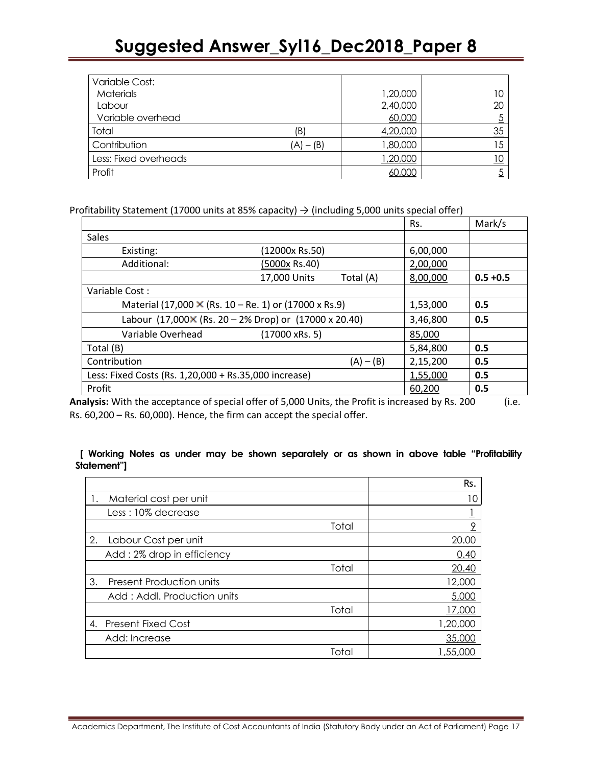| | | | |
|---|---|---|---|
| Variable Cost: | | | |
| Materials | | 1,20,000 | 10 |
| Labour | | 2,40,000 | 20 |
| Variable overhead | | 60,000 | 5 |
| Total | (B) | 4,20,000 | 35 |
| Contribution | (A) – (B) | 1,80,000 | 15 |
| Less: Fixed overheads | | 1,20,000 | 10 |
| Profit | | 60,000 | 5 |

Profitability Statement (17000 units at 85% capacity) → (including 5,000 units special offer)

| | | | Rs. | Mark/s |
|---|---|---|---|---|
| Sales | | | | |
| Existing: | (12000x Rs.50) | | 6,00,000 | |
| Additional: | (5000x Rs.40) | | 2,00,000 | |
| | 17,000 Units | Total (A) | 8,00,000 | 0.5 +0.5 |
| Variable Cost : | | | | |
| Material (17,000 × (Rs. 10 – Re. 1) or (17000 x Rs.9) | | | 1,53,000 | 0.5 |
| Labour (17,000× (Rs. 20 – 2% Drop) or (17000 x 20.40) | | | 3,46,800 | 0.5 |
| Variable Overhead | (17000 xRs. 5) | | 85,000 | |
| Total (B) | | | 5,84,800 | 0.5 |
| Contribution | | (A) – (B) | 2,15,200 | 0.5 |
| Less: Fixed Costs (Rs. 1,20,000 + Rs.35,000 increase) | | | 1,55,000 | 0.5 |
| Profit | | | 60,200 | 0.5 |

**Analysis:** With the acceptance of special offer of 5,000 Units, the Profit is increased by Rs. 200 (i.e. Rs. 60,200 – Rs. 60,000). Hence, the firm can accept the special offer.

**[ Working Notes as under may be shown separately or as shown in above table "Profitability Statement"]**

| | Rs. |
|---|---|
| 1. Material cost per unit | 10 |
| Less : 10% decrease | 1 |
| Total | 9 |
| 2. Labour Cost per unit | 20.00 |
| Add : 2% drop in efficiency | 0.40 |
| Total | 20.40 |
| 3. Present Production units | 12,000 |
| Add : Addl. Production units | 5,000 |
| Total | 17,000 |
| 4. Present Fixed Cost | 1,20,000 |
| Add: Increase | 35,000 |
| Total | 1,55,000 |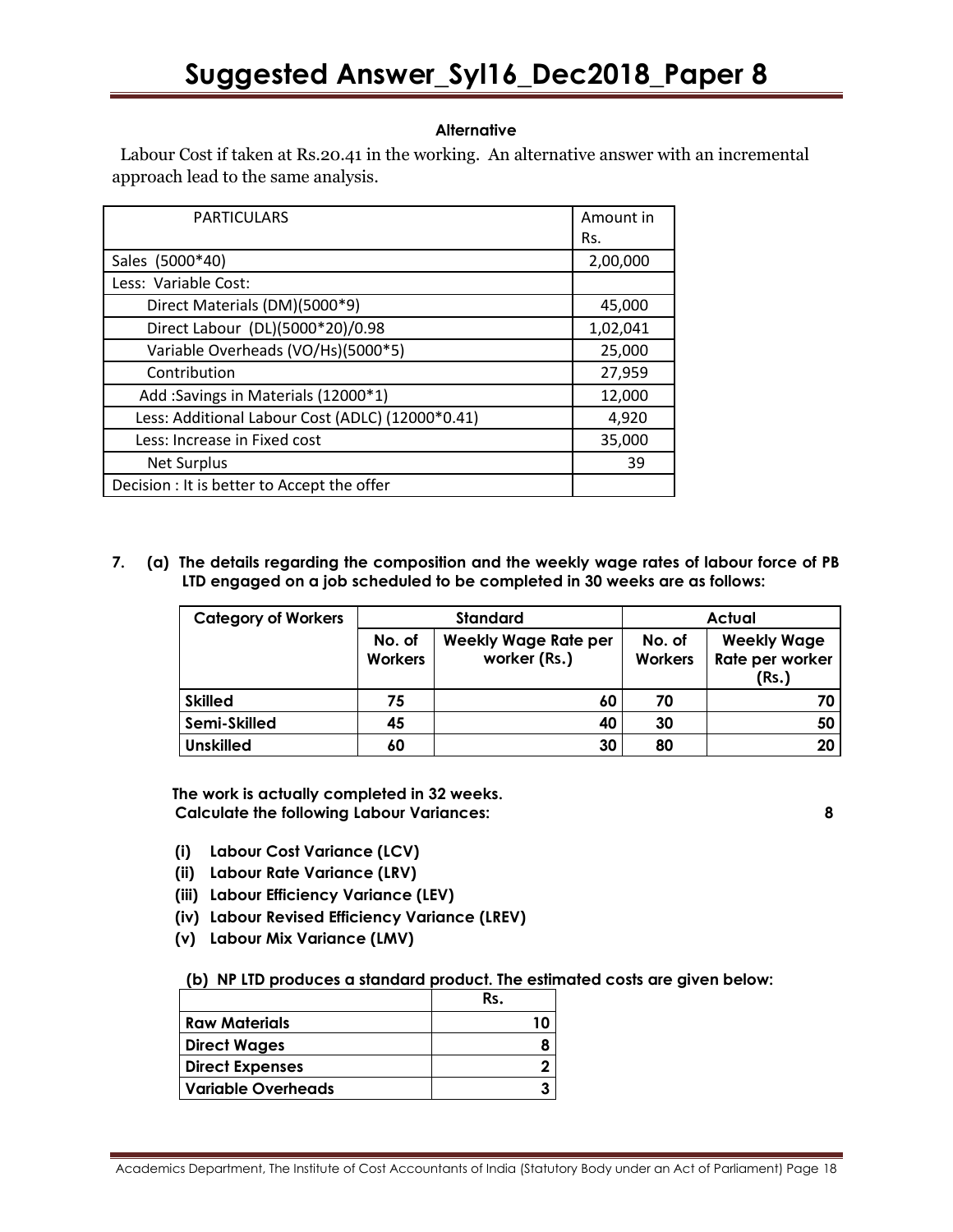**Alternative**

Labour Cost if taken at Rs.20.41 in the working. An alternative answer with an incremental approach lead to the same analysis.

| PARTICULARS | Amount in Rs. |
|---|---|
| Sales (5000*40) | 2,00,000 |
| Less: Variable Cost: | |
| Direct Materials (DM)(5000*9) | 45,000 |
| Direct Labour (DL)(5000*20)/0.98 | 1,02,041 |
| Variable Overheads (VO/Hs)(5000*5) | 25,000 |
| Contribution | 27,959 |
| Add :Savings in Materials (12000*1) | 12,000 |
| Less: Additional Labour Cost (ADLC) (12000*0.41) | 4,920 |
| Less: Increase in Fixed cost | 35,000 |
| Net Surplus | 39 |
| Decision : It is better to Accept the offer | |

**7. (a) The details regarding the composition and the weekly wage rates of labour force of PB LTD engaged on a job scheduled to be completed in 30 weeks are as follows:**

| Category of Workers | Standard | | Actual | |
|---|---|---|---|---|
| | No. of Workers | Weekly Wage Rate per worker (Rs.) | No. of Workers | Weekly Wage Rate per worker (Rs.) |
| Skilled | 75 | 60 | 70 | 70 |
| Semi-Skilled | 45 | 40 | 30 | 50 |
| Unskilled | 60 | 30 | 80 | 20 |

**The work is actually completed in 32 weeks.**
**Calculate the following Labour Variances:** **8**

- **(i) Labour Cost Variance (LCV)**
- **(ii) Labour Rate Variance (LRV)**
- **(iii) Labour Efficiency Variance (LEV)**
- **(iv) Labour Revised Efficiency Variance (LREV)**
- **(v) Labour Mix Variance (LMV)**

**(b) NP LTD produces a standard product. The estimated costs are given below:**

| | Rs. |
|---|---|
| Raw Materials | 10 |
| Direct Wages | 8 |
| Direct Expenses | 2 |
| Variable Overheads | 3 |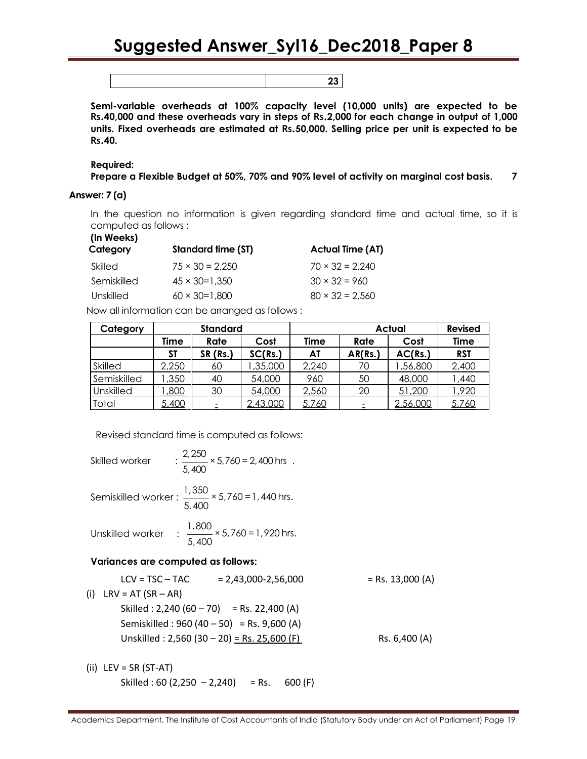| | 23 |
|---|---|

**Semi-variable overheads at 100% capacity level (10,000 units) are expected to be Rs.40,000 and these overheads vary in steps of Rs.2,000 for each change in output of 1,000 units. Fixed overheads are estimated at Rs.50,000. Selling price per unit is expected to be Rs.40.**

**Required:**

**Prepare a Flexible Budget at 50%, 70% and 90% level of activity on marginal cost basis. 7**

**Answer: 7 (a)**

In the question no information is given regarding standard time and actual time, so it is computed as follows :

**(In Weeks)**

| **Category** | **Standard time (ST)** | **Actual Time (AT)** |
|---|---|---|
| Skilled | 75 × 30 = 2,250 | 70 × 32 = 2,240 |
| Semiskilled | 45 × 30=1,350 | 30 × 32 = 960 |
| Unskilled | 60 × 30=1,800 | 80 × 32 = 2,560 |

Now all information can be arranged as follows :

| Category | Standard | | | Actual | | | Revised |
|---|---|---|---|---|---|---|---|
| | Time | Rate | Cost | Time | Rate | Cost | Time |
| | ST | SR (Rs.) | SC(Rs.) | AT | AR(Rs.) | AC(Rs.) | RST |
| Skilled | 2,250 | 60 | 1,35,000 | 2,240 | 70 | 1,56,800 | 2,400 |
| Semiskilled | 1,350 | 40 | 54,000 | 960 | 50 | 48,000 | 1,440 |
| Unskilled | 1,800 | 30 | 54,000 | 2,560 | 20 | 51,200 | 1,920 |
| Total | 5,400 | - | 2,43,000 | 5,760 | - | 2,56,000 | 5,760 |

Revised standard time is computed as follows:

Skilled worker : $\frac{2,250}{5,400} \times 5,760 = 2,400 \text{ hrs}$ .

Semiskilled worker : $\frac{1,350}{5,400} \times 5,760 = 1,440 \text{ hrs.}$

Unskilled worker : $\frac{1,800}{5,400} \times 5,760 = 1,920 \text{ hrs.}$

**Variances are computed as follows:**

LCV = TSC – TAC = 2,43,000-2,56,000 = Rs. 13,000 (A)

(i) LRV = AT (SR – AR)

Skilled : 2,240 (60 – 70) = Rs. 22,400 (A)

Semiskilled : 960 (40 – 50) = Rs. 9,600 (A)

Unskilled : 2,560 (30 – 20) = Rs. 25,600 (F) Rs. 6,400 (A)

(ii) LEV = SR (ST-AT)

Skilled : 60 (2,250 – 2,240) = Rs. 600 (F)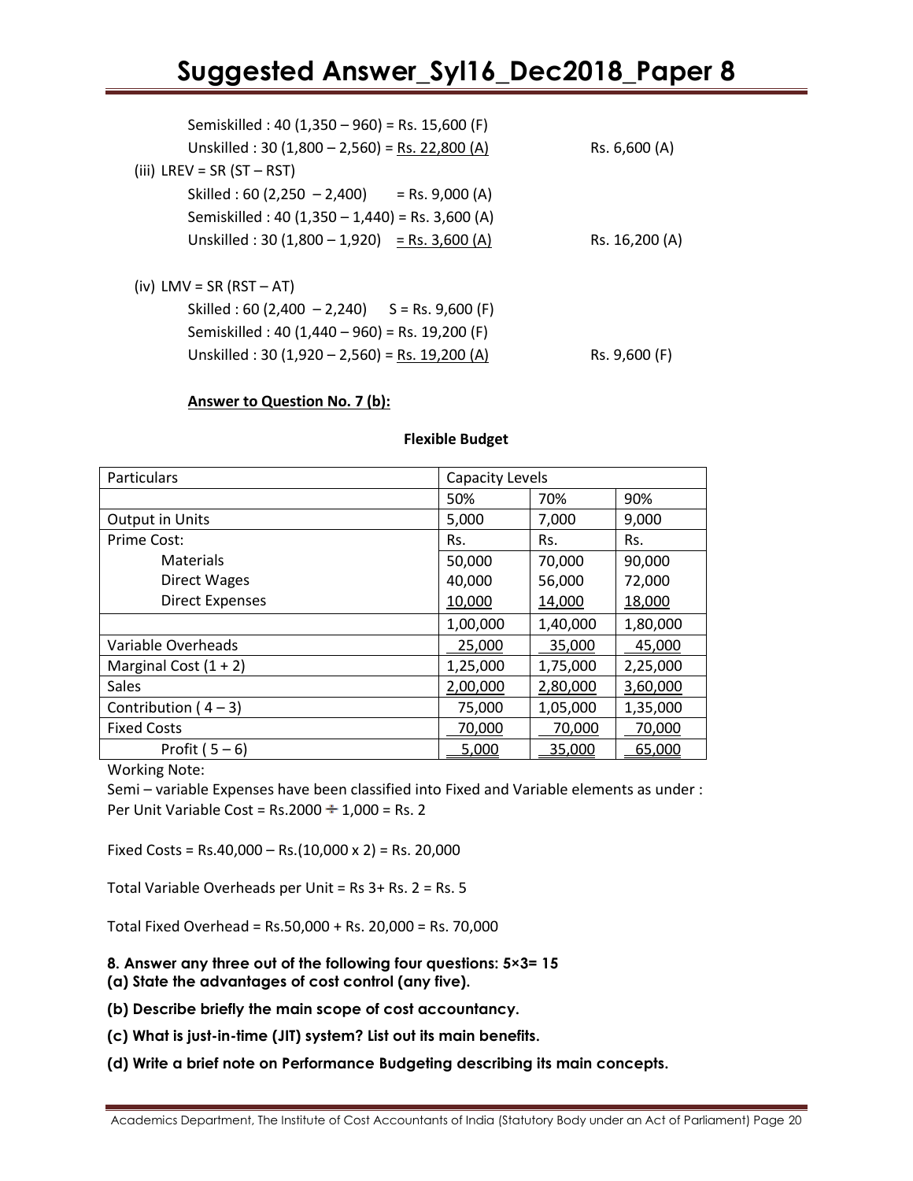Semiskilled : 40 (1,350 – 960) = Rs. 15,600 (F)

Unskilled : 30 (1,800 – 2,560) = Rs. 22,800 (A) Rs. 6,600 (A)

(iii) LREV = SR (ST – RST)

Skilled : 60 (2,250 – 2,400) = Rs. 9,000 (A)

Semiskilled : 40 (1,350 – 1,440) = Rs. 3,600 (A)

Unskilled : 30 (1,800 – 1,920) = Rs. 3,600 (A) Rs. 16,200 (A)

(iv) LMV = SR (RST – AT)

Skilled : 60 (2,400 – 2,240) S = Rs. 9,600 (F)

Semiskilled : 40 (1,440 – 960) = Rs. 19,200 (F)

Unskilled : 30 (1,920 – 2,560) = Rs. 19,200 (A) Rs. 9,600 (F)

**Answer to Question No. 7 (b):**

**Flexible Budget**

| Particulars | Capacity Levels | | |
|---|---|---|---|
| | 50% | 70% | 90% |
| Output in Units | 5,000 | 7,000 | 9,000 |
| Prime Cost: | Rs. | Rs. | Rs. |
| Materials | 50,000 | 70,000 | 90,000 |
| Direct Wages | 40,000 | 56,000 | 72,000 |
| Direct Expenses | 10,000 | 14,000 | 18,000 |
| | 1,00,000 | 1,40,000 | 1,80,000 |
| Variable Overheads | 25,000 | 35,000 | 45,000 |
| Marginal Cost (1 + 2) | 1,25,000 | 1,75,000 | 2,25,000 |
| Sales | 2,00,000 | 2,80,000 | 3,60,000 |
| Contribution ( 4 – 3) | 75,000 | 1,05,000 | 1,35,000 |
| Fixed Costs | 70,000 | 70,000 | 70,000 |
| Profit ( 5 – 6) | 5,000 | 35,000 | 65,000 |

Working Note:

Semi – variable Expenses have been classified into Fixed and Variable elements as under :

Per Unit Variable Cost = Rs.2000 ÷ 1,000 = Rs. 2

Fixed Costs = Rs.40,000 – Rs.(10,000 x 2) = Rs. 20,000

Total Variable Overheads per Unit = Rs 3+ Rs. 2 = Rs. 5

Total Fixed Overhead = Rs.50,000 + Rs. 20,000 = Rs. 70,000

**8. Answer any three out of the following four questions: 5×3= 15**

**(a) State the advantages of cost control (any five).**

**(b) Describe briefly the main scope of cost accountancy.**

**(c) What is just-in-time (JIT) system? List out its main benefits.**

**(d) Write a brief note on Performance Budgeting describing its main concepts.**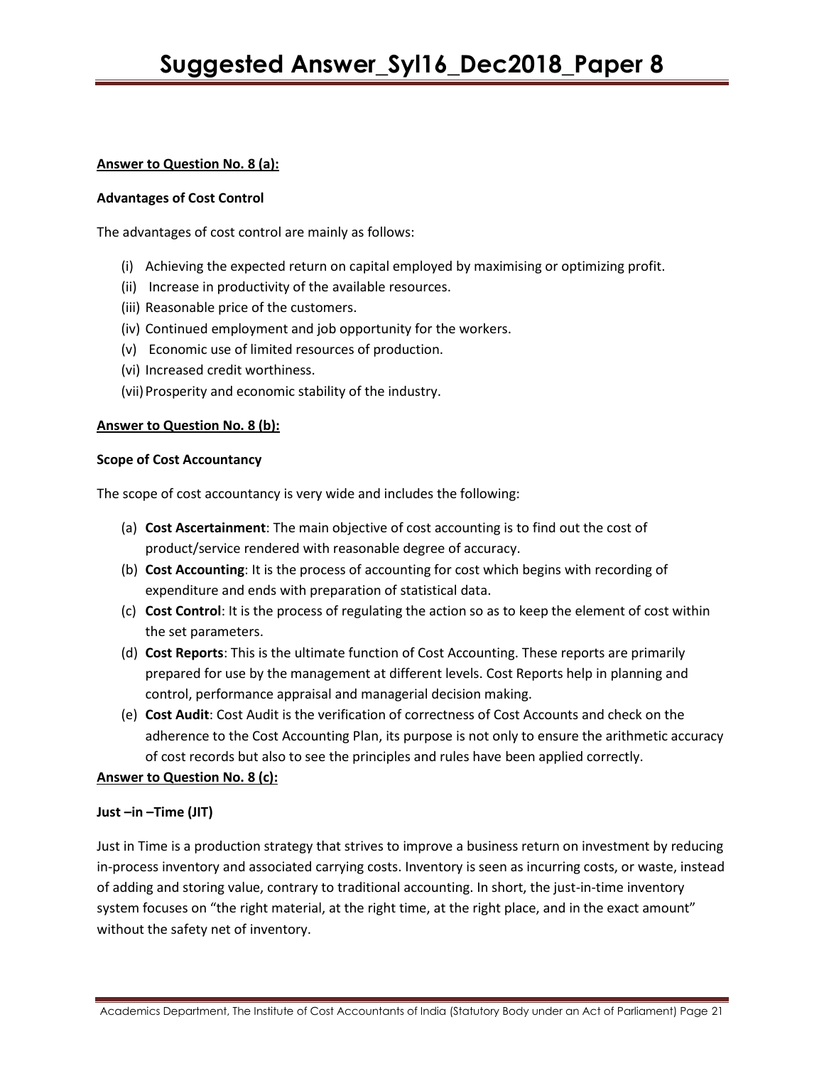**Answer to Question No. 8 (a):**

**Advantages of Cost Control**

The advantages of cost control are mainly as follows:

(i) Achieving the expected return on capital employed by maximising or optimizing profit.
(ii) Increase in productivity of the available resources.
(iii) Reasonable price of the customers.
(iv) Continued employment and job opportunity for the workers.
(v) Economic use of limited resources of production.
(vi) Increased credit worthiness.
(vii) Prosperity and economic stability of the industry.

**Answer to Question No. 8 (b):**

**Scope of Cost Accountancy**

The scope of cost accountancy is very wide and includes the following:

(a) **Cost Ascertainment**: The main objective of cost accounting is to find out the cost of product/service rendered with reasonable degree of accuracy.
(b) **Cost Accounting**: It is the process of accounting for cost which begins with recording of expenditure and ends with preparation of statistical data.
(c) **Cost Control**: It is the process of regulating the action so as to keep the element of cost within the set parameters.
(d) **Cost Reports**: This is the ultimate function of Cost Accounting. These reports are primarily prepared for use by the management at different levels. Cost Reports help in planning and control, performance appraisal and managerial decision making.
(e) **Cost Audit**: Cost Audit is the verification of correctness of Cost Accounts and check on the adherence to the Cost Accounting Plan, its purpose is not only to ensure the arithmetic accuracy of cost records but also to see the principles and rules have been applied correctly.

**Answer to Question No. 8 (c):**

**Just –in –Time (JIT)**

Just in Time is a production strategy that strives to improve a business return on investment by reducing in-process inventory and associated carrying costs. Inventory is seen as incurring costs, or waste, instead of adding and storing value, contrary to traditional accounting. In short, the just-in-time inventory system focuses on "the right material, at the right time, at the right place, and in the exact amount" without the safety net of inventory.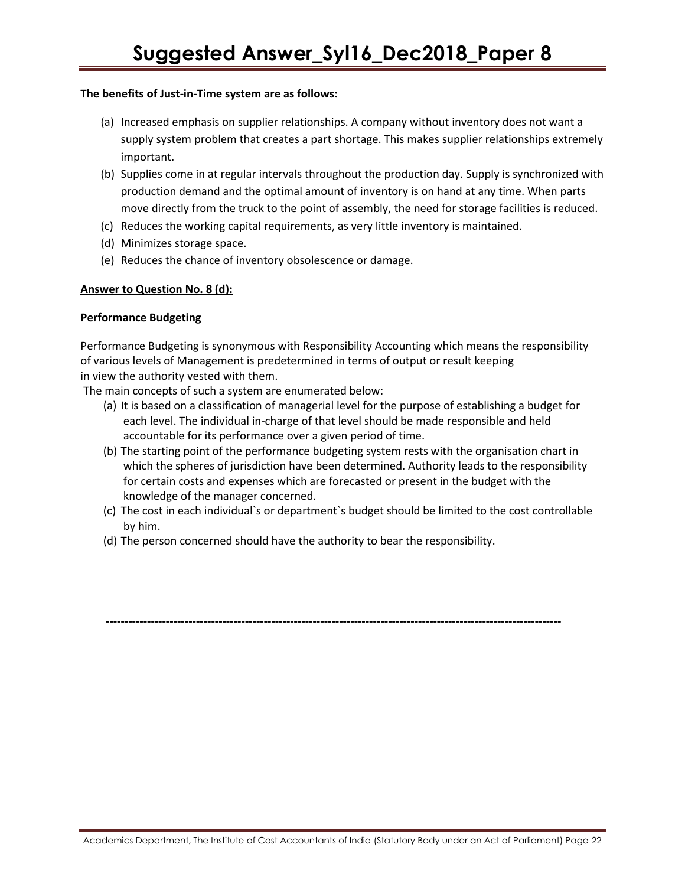**The benefits of Just-in-Time system are as follows:**

(a) Increased emphasis on supplier relationships. A company without inventory does not want a supply system problem that creates a part shortage. This makes supplier relationships extremely important.

(b) Supplies come in at regular intervals throughout the production day. Supply is synchronized with production demand and the optimal amount of inventory is on hand at any time. When parts move directly from the truck to the point of assembly, the need for storage facilities is reduced.

(c) Reduces the working capital requirements, as very little inventory is maintained.

(d) Minimizes storage space.

(e) Reduces the chance of inventory obsolescence or damage.

**Answer to Question No. 8 (d):**

**Performance Budgeting**

Performance Budgeting is synonymous with Responsibility Accounting which means the responsibility of various levels of Management is predetermined in terms of output or result keeping in view the authority vested with them.

The main concepts of such a system are enumerated below:

(a) It is based on a classification of managerial level for the purpose of establishing a budget for each level. The individual in-charge of that level should be made responsible and held accountable for its performance over a given period of time.

(b) The starting point of the performance budgeting system rests with the organisation chart in which the spheres of jurisdiction have been determined. Authority leads to the responsibility for certain costs and expenses which are forecasted or present in the budget with the knowledge of the manager concerned.

(c) The cost in each individual`s or department`s budget should be limited to the cost controllable by him.

(d) The person concerned should have the authority to bear the responsibility.

---